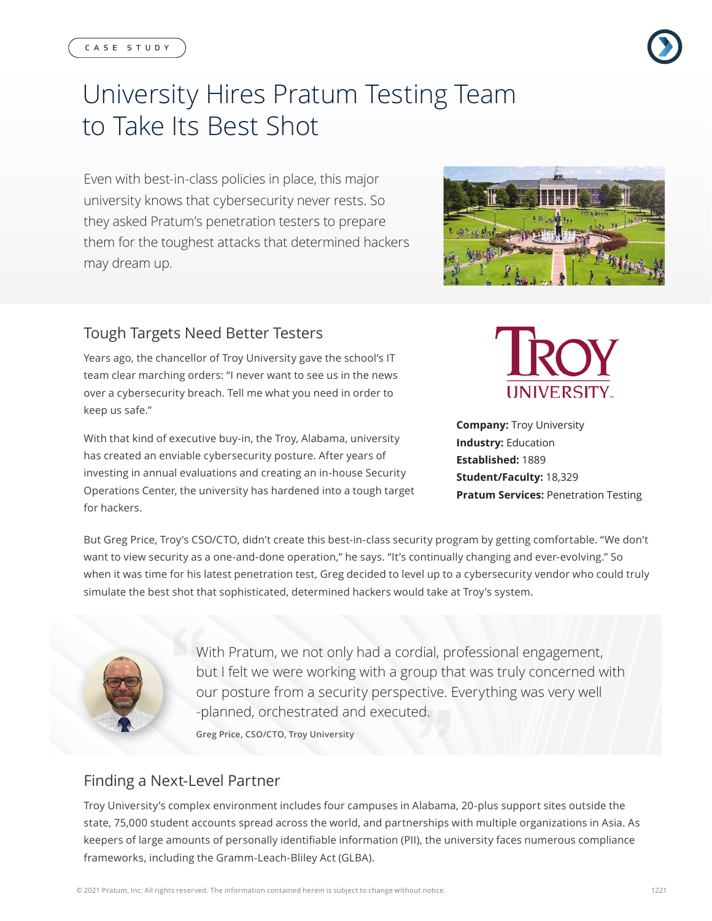CASE STUDY

# University Hires Pratum Testing Team to Take Its Best Shot

Even with best-in-class policies in place, this major university knows that cybersecurity never rests. So they asked Pratum's penetration testers to prepare them for the toughest attacks that determined hackers may dream up.

## Tough Targets Need Better Testers

Years ago, the chancellor of Troy University gave the school's IT team clear marching orders: "I never want to see us in the news over a cybersecurity breach. Tell me what you need in order to keep us safe."

With that kind of executive buy-in, the Troy, Alabama, university has created an enviable cybersecurity posture. After years of investing in annual evaluations and creating an in-house Security Operations Center, the university has hardened into a tough target for hackers.

**Company:** Troy University
**Industry:** Education
**Established:** 1889
**Student/Faculty:** 18,329
**Pratum Services:** Penetration Testing

But Greg Price, Troy's CSO/CTO, didn't create this best-in-class security program by getting comfortable. "We don't want to view security as a one-and-done operation," he says. "It's continually changing and ever-evolving." So when it was time for his latest penetration test, Greg decided to level up to a cybersecurity vendor who could truly simulate the best shot that sophisticated, determined hackers would take at Troy's system.

> With Pratum, we not only had a cordial, professional engagement, but I felt we were working with a group that was truly concerned with our posture from a security perspective. Everything was very well -planned, orchestrated and executed.
>
> **Greg Price, CSO/CTO, Troy University**

## Finding a Next-Level Partner

Troy University's complex environment includes four campuses in Alabama, 20-plus support sites outside the state, 75,000 student accounts spread across the world, and partnerships with multiple organizations in Asia. As keepers of large amounts of personally identifiable information (PII), the university faces numerous compliance frameworks, including the Gramm-Leach-Bliley Act (GLBA).

© 2021 Pratum, Inc. All rights reserved. The information contained herein is subject to change without notice.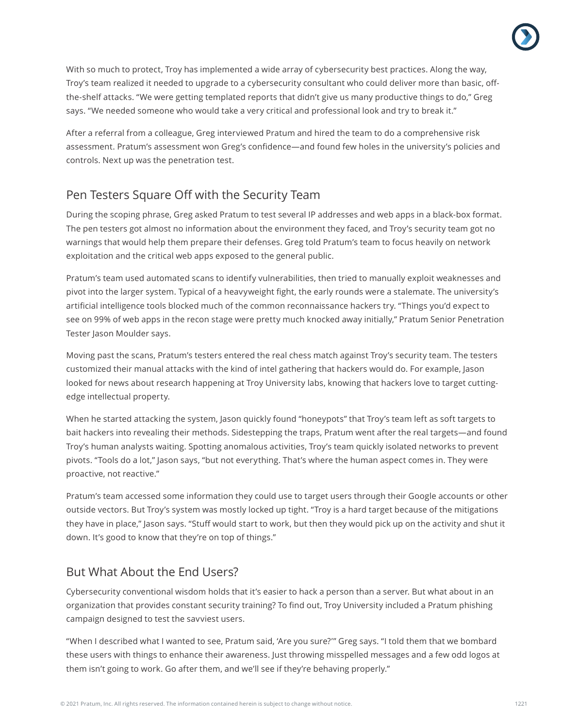With so much to protect, Troy has implemented a wide array of cybersecurity best practices. Along the way, Troy's team realized it needed to upgrade to a cybersecurity consultant who could deliver more than basic, off-the-shelf attacks. "We were getting templated reports that didn't give us many productive things to do," Greg says. "We needed someone who would take a very critical and professional look and try to break it."

After a referral from a colleague, Greg interviewed Pratum and hired the team to do a comprehensive risk assessment. Pratum's assessment won Greg's confidence—and found few holes in the university's policies and controls. Next up was the penetration test.

## Pen Testers Square Off with the Security Team

During the scoping phrase, Greg asked Pratum to test several IP addresses and web apps in a black-box format. The pen testers got almost no information about the environment they faced, and Troy's security team got no warnings that would help them prepare their defenses. Greg told Pratum's team to focus heavily on network exploitation and the critical web apps exposed to the general public.

Pratum's team used automated scans to identify vulnerabilities, then tried to manually exploit weaknesses and pivot into the larger system. Typical of a heavyweight fight, the early rounds were a stalemate. The university's artificial intelligence tools blocked much of the common reconnaissance hackers try. "Things you'd expect to see on 99% of web apps in the recon stage were pretty much knocked away initially," Pratum Senior Penetration Tester Jason Moulder says.

Moving past the scans, Pratum's testers entered the real chess match against Troy's security team. The testers customized their manual attacks with the kind of intel gathering that hackers would do. For example, Jason looked for news about research happening at Troy University labs, knowing that hackers love to target cutting-edge intellectual property.

When he started attacking the system, Jason quickly found "honeypots" that Troy's team left as soft targets to bait hackers into revealing their methods. Sidestepping the traps, Pratum went after the real targets—and found Troy's human analysts waiting. Spotting anomalous activities, Troy's team quickly isolated networks to prevent pivots. "Tools do a lot," Jason says, "but not everything. That's where the human aspect comes in. They were proactive, not reactive."

Pratum's team accessed some information they could use to target users through their Google accounts or other outside vectors. But Troy's system was mostly locked up tight. "Troy is a hard target because of the mitigations they have in place," Jason says. "Stuff would start to work, but then they would pick up on the activity and shut it down. It's good to know that they're on top of things."

## But What About the End Users?

Cybersecurity conventional wisdom holds that it's easier to hack a person than a server. But what about in an organization that provides constant security training? To find out, Troy University included a Pratum phishing campaign designed to test the savviest users.

"When I described what I wanted to see, Pratum said, 'Are you sure?'" Greg says. "I told them that we bombard these users with things to enhance their awareness. Just throwing misspelled messages and a few odd logos at them isn't going to work. Go after them, and we'll see if they're behaving properly."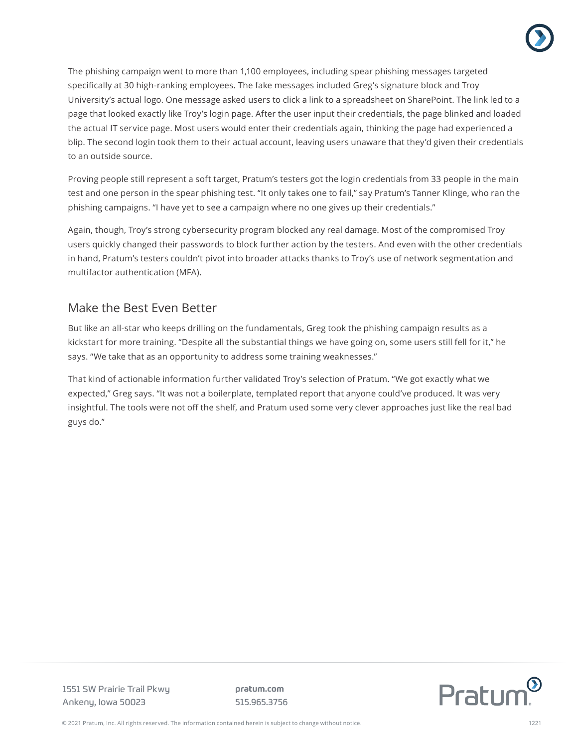The phishing campaign went to more than 1,100 employees, including spear phishing messages targeted specifically at 30 high-ranking employees. The fake messages included Greg's signature block and Troy University's actual logo. One message asked users to click a link to a spreadsheet on SharePoint. The link led to a page that looked exactly like Troy's login page. After the user input their credentials, the page blinked and loaded the actual IT service page. Most users would enter their credentials again, thinking the page had experienced a blip. The second login took them to their actual account, leaving users unaware that they'd given their credentials to an outside source.

Proving people still represent a soft target, Pratum's testers got the login credentials from 33 people in the main test and one person in the spear phishing test. "It only takes one to fail," say Pratum's Tanner Klinge, who ran the phishing campaigns. "I have yet to see a campaign where no one gives up their credentials."

Again, though, Troy's strong cybersecurity program blocked any real damage. Most of the compromised Troy users quickly changed their passwords to block further action by the testers. And even with the other credentials in hand, Pratum's testers couldn't pivot into broader attacks thanks to Troy's use of network segmentation and multifactor authentication (MFA).

## Make the Best Even Better

But like an all-star who keeps drilling on the fundamentals, Greg took the phishing campaign results as a kickstart for more training. "Despite all the substantial things we have going on, some users still fell for it," he says. "We take that as an opportunity to address some training weaknesses."

That kind of actionable information further validated Troy's selection of Pratum. "We got exactly what we expected," Greg says. "It was not a boilerplate, templated report that anyone could've produced. It was very insightful. The tools were not off the shelf, and Pratum used some very clever approaches just like the real bad guys do."

1551 SW Prairie Trail Pkwy
Ankeny, Iowa 50023

pratum.com
515.965.3756

Pratum

© 2021 Pratum, Inc. All rights reserved. The information contained herein is subject to change without notice.